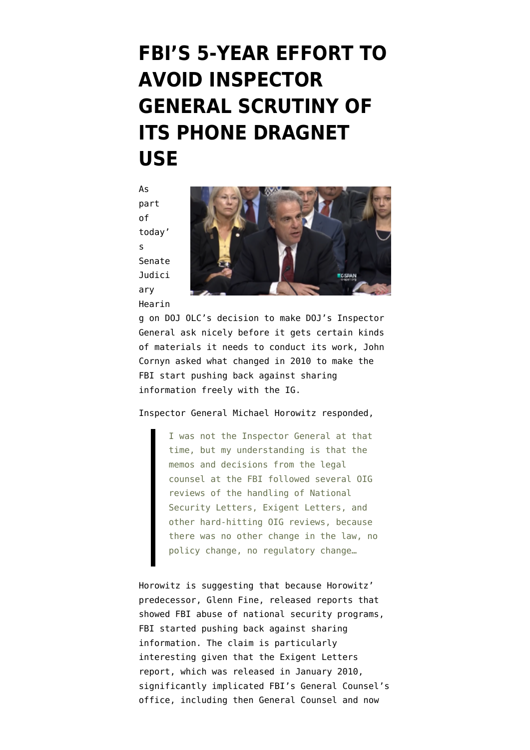# FBI'S 5-YEAR EFFORT TO AVOID INSPECTOR GENERAL SCRUTINY OF ITS PHONE DRAGNET USE

As part of today's Senate Judiciary Hearing on DOJ OLC's decision to make DOJ's Inspector General ask nicely before it gets certain kinds of materials it needs to conduct its work, John Cornyn asked what changed in 2010 to make the FBI start pushing back against sharing information freely with the IG.

Inspector General Michael Horowitz responded,

> I was not the Inspector General at that time, but my understanding is that the memos and decisions from the legal counsel at the FBI followed several OIG reviews of the handling of National Security Letters, Exigent Letters, and other hard-hitting OIG reviews, because there was no other change in the law, no policy change, no regulatory change…

Horowitz is suggesting that because Horowitz' predecessor, Glenn Fine, released reports that showed FBI abuse of national security programs, FBI started pushing back against sharing information. The claim is particularly interesting given that the Exigent Letters report, which was released in January 2010, significantly implicated FBI's General Counsel's office, including then General Counsel and now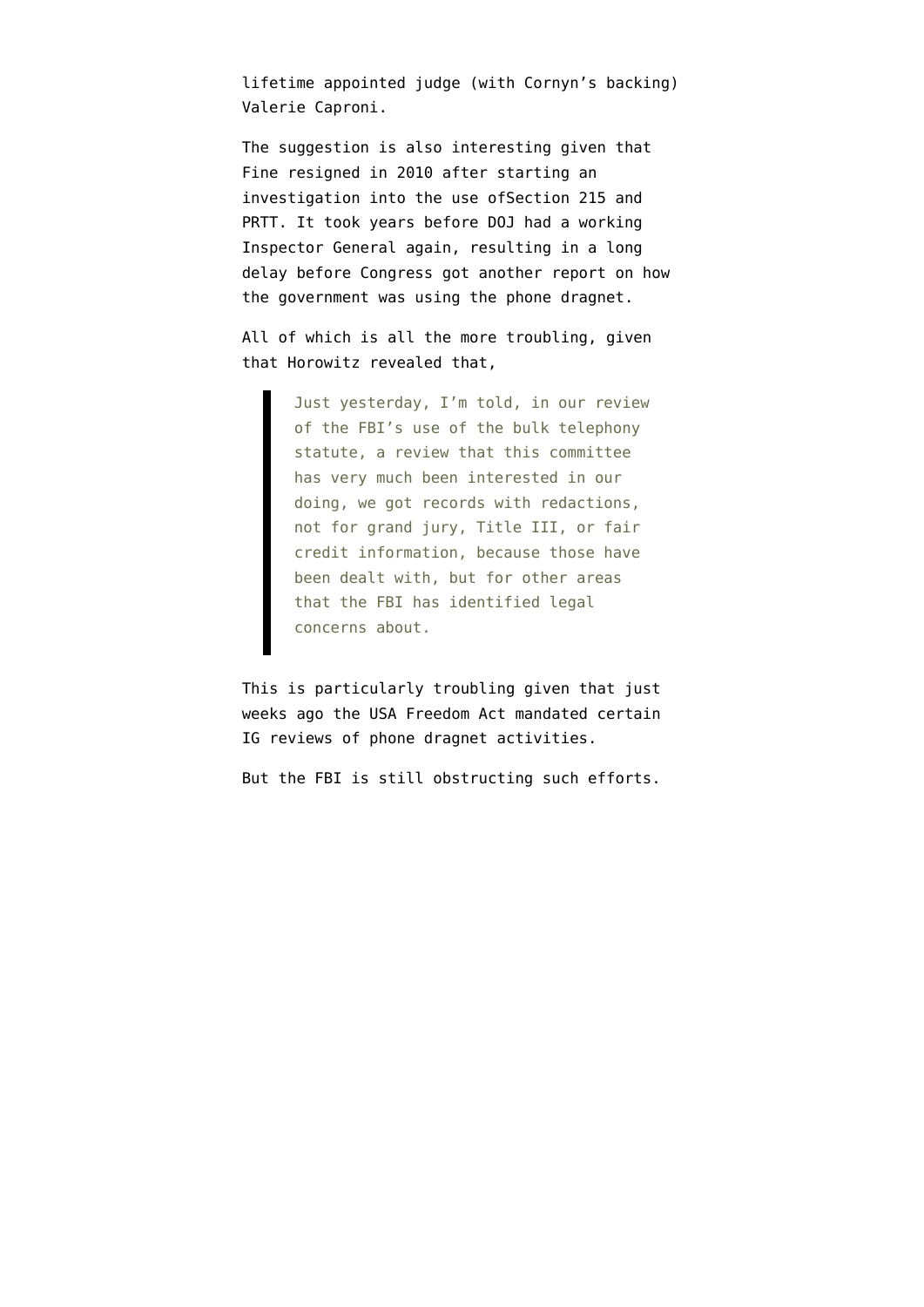lifetime appointed judge (with Cornyn's backing) Valerie Caproni.

The suggestion is also interesting given that Fine resigned in 2010 after starting an investigation into the use ofSection 215 and PRTT. It took years before DOJ had a working Inspector General again, resulting in a long delay before Congress got another report on how the government was using the phone dragnet.

All of which is all the more troubling, given that Horowitz revealed that,

> Just yesterday, I'm told, in our review of the FBI's use of the bulk telephony statute, a review that this committee has very much been interested in our doing, we got records with redactions, not for grand jury, Title III, or fair credit information, because those have been dealt with, but for other areas that the FBI has identified legal concerns about.

This is particularly troubling given that just weeks ago the USA Freedom Act mandated certain IG reviews of phone dragnet activities.

But the FBI is still obstructing such efforts.